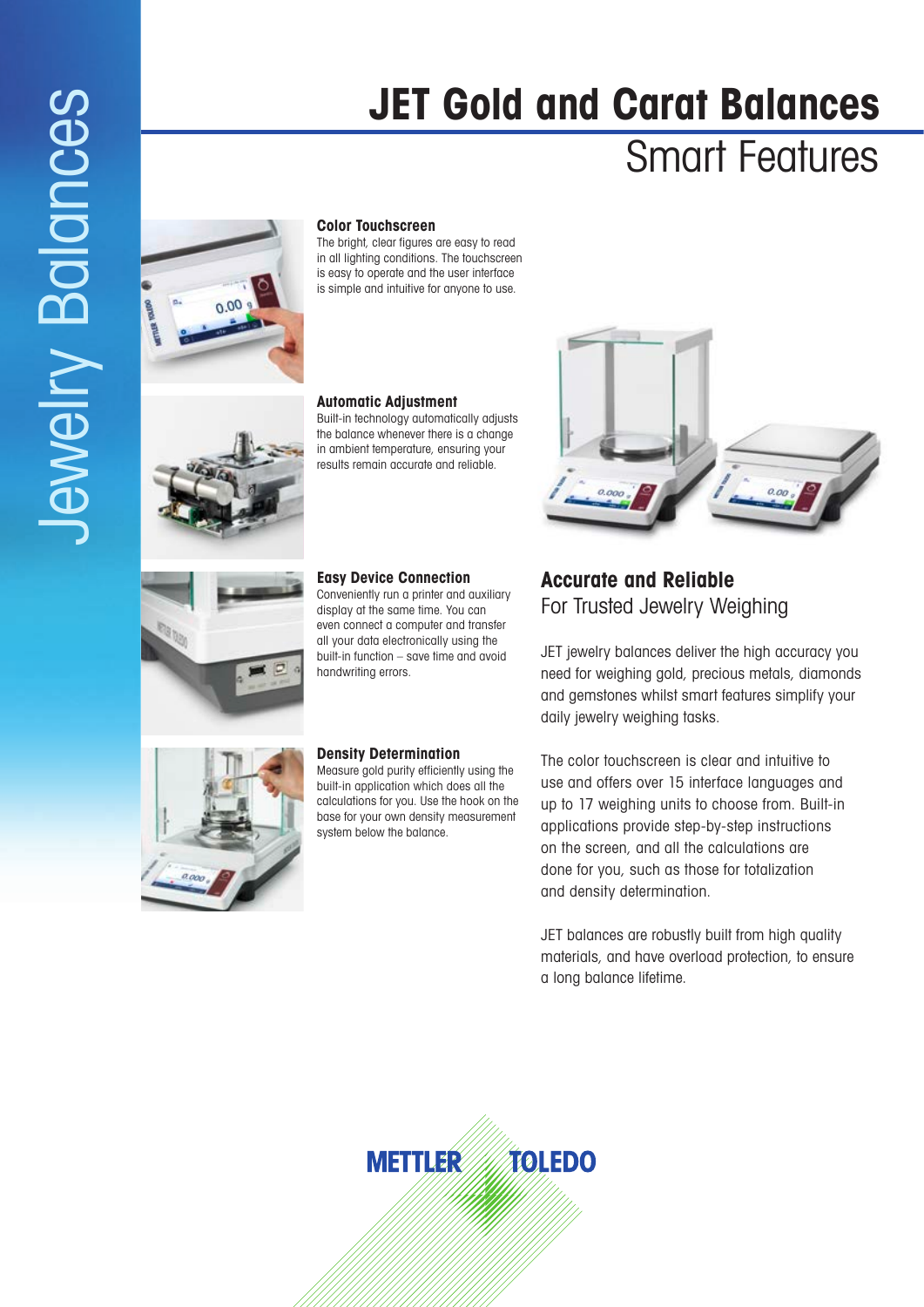Jewelry Balances

# JET Gold and Carat Balances

## Smart Features

### Color Touchscreen

The bright, clear figures are easy to read in all lighting conditions. The touchscreen is easy to operate and the user interface is simple and intuitive for anyone to use.

### Automatic Adjustment

Built-in technology automatically adjusts the balance whenever there is a change in ambient temperature, ensuring your results remain accurate and reliable.

### Easy Device Connection

Conveniently run a printer and auxiliary display at the same time. You can even connect a computer and transfer all your data electronically using the built-in function – save time and avoid handwriting errors.

### Density Determination

Measure gold purity efficiently using the built-in application which does all the calculations for you. Use the hook on the base for your own density measurement system below the balance.

## Accurate and Reliable

For Trusted Jewelry Weighing

JET jewelry balances deliver the high accuracy you need for weighing gold, precious metals, diamonds and gemstones whilst smart features simplify your daily jewelry weighing tasks.

The color touchscreen is clear and intuitive to use and offers over 15 interface languages and up to 17 weighing units to choose from. Built-in applications provide step-by-step instructions on the screen, and all the calculations are done for you, such as those for totalization and density determination.

JET balances are robustly built from high quality materials, and have overload protection, to ensure a long balance lifetime.

METTLER TOLEDO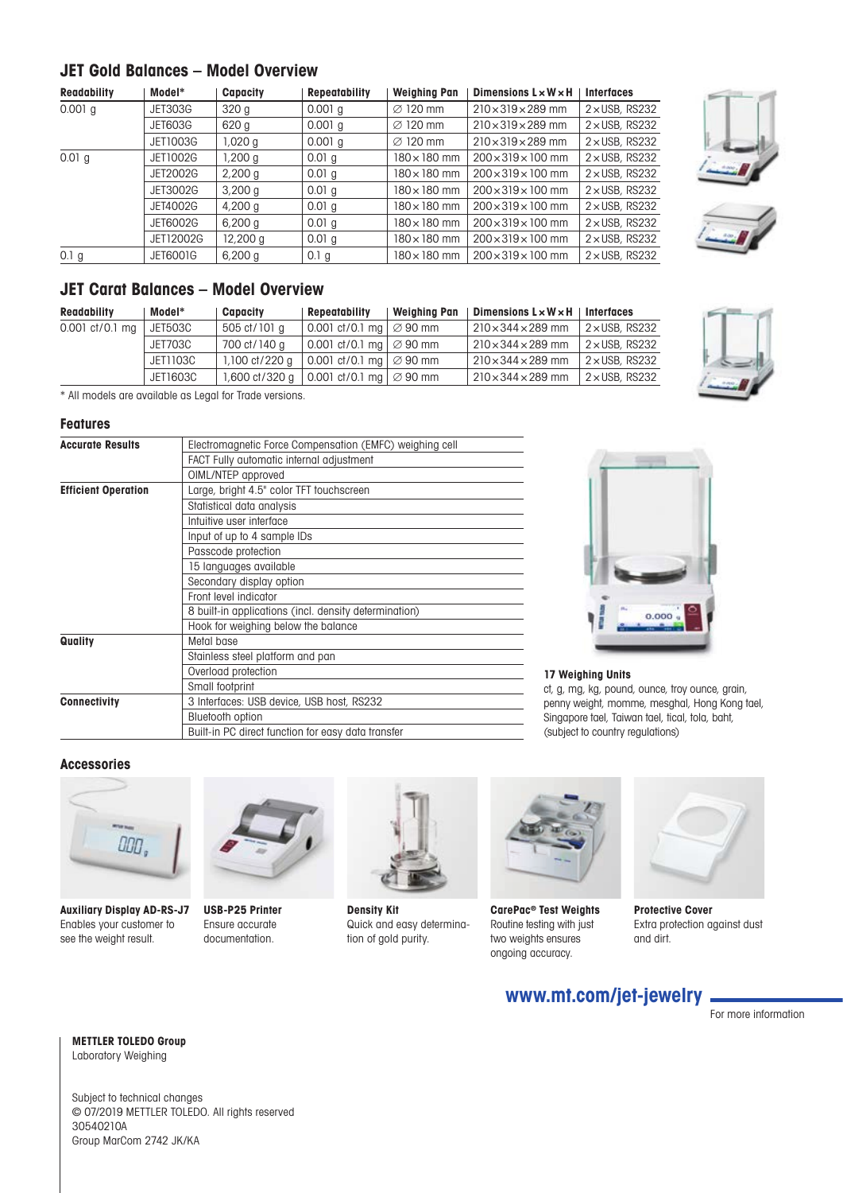## JET Gold Balances – Model Overview

| Readability | Model* | Capacity | Repeatability | Weighing Pan | Dimensions L × W × H | Interfaces |
|---|---|---|---|---|---|---|
| 0.001 g | JET303G | 320 g | 0.001 g | ∅ 120 mm | 210 × 319 × 289 mm | 2 × USB, RS232 |
| | JET603G | 620 g | 0.001 g | ∅ 120 mm | 210 × 319 × 289 mm | 2 × USB, RS232 |
| | JET1003G | 1,020 g | 0.001 g | ∅ 120 mm | 210 × 319 × 289 mm | 2 × USB, RS232 |
| 0.01 g | JET1002G | 1,200 g | 0.01 g | 180 × 180 mm | 200 × 319 × 100 mm | 2 × USB, RS232 |
| | JET2002G | 2,200 g | 0.01 g | 180 × 180 mm | 200 × 319 × 100 mm | 2 × USB, RS232 |
| | JET3002G | 3,200 g | 0.01 g | 180 × 180 mm | 200 × 319 × 100 mm | 2 × USB, RS232 |
| | JET4002G | 4,200 g | 0.01 g | 180 × 180 mm | 200 × 319 × 100 mm | 2 × USB, RS232 |
| | JET6002G | 6,200 g | 0.01 g | 180 × 180 mm | 200 × 319 × 100 mm | 2 × USB, RS232 |
| | JET12002G | 12,200 g | 0.01 g | 180 × 180 mm | 200 × 319 × 100 mm | 2 × USB, RS232 |
| 0.1 g | JET6001G | 6,200 g | 0.1 g | 180 × 180 mm | 200 × 319 × 100 mm | 2 × USB, RS232 |

## JET Carat Balances – Model Overview

| Readability | Model* | Capacity | Repeatability | Weighing Pan | Dimensions L × W × H | Interfaces |
|---|---|---|---|---|---|---|
| 0.001 ct/0.1 mg | JET503C | 505 ct/101 g | 0.001 ct/0.1 mg | ∅ 90 mm | 210 × 344 × 289 mm | 2 × USB, RS232 |
| | JET703C | 700 ct/140 g | 0.001 ct/0.1 mg | ∅ 90 mm | 210 × 344 × 289 mm | 2 × USB, RS232 |
| | JET1103C | 1,100 ct/220 g | 0.001 ct/0.1 mg | ∅ 90 mm | 210 × 344 × 289 mm | 2 × USB, RS232 |
| | JET1603C | 1,600 ct/320 g | 0.001 ct/0.1 mg | ∅ 90 mm | 210 × 344 × 289 mm | 2 × USB, RS232 |

* All models are available as Legal for Trade versions.

### Features

| | |
|---|---|
| **Accurate Results** | Electromagnetic Force Compensation (EMFC) weighing cell |
| | FACT Fully automatic internal adjustment |
| | OIML/NTEP approved |
| **Efficient Operation** | Large, bright 4.5" color TFT touchscreen |
| | Statistical data analysis |
| | Intuitive user interface |
| | Input of up to 4 sample IDs |
| | Passcode protection |
| | 15 languages available |
| | Secondary display option |
| | Front level indicator |
| | 8 built-in applications (incl. density determination) |
| | Hook for weighing below the balance |
| **Quality** | Metal base |
| | Stainless steel platform and pan |
| | Overload protection |
| | Small footprint |
| **Connectivity** | 3 Interfaces: USB device, USB host, RS232 |
| | Bluetooth option |
| | Built-in PC direct function for easy data transfer |

**17 Weighing Units**
ct, g, mg, kg, pound, ounce, troy ounce, grain, penny weight, momme, mesghal, Hong Kong tael, Singapore tael, Taiwan tael, tical, tola, baht, (subject to country regulations)

### Accessories

**Auxiliary Display AD-RS-J7**
Enables your customer to see the weight result.

**USB-P25 Printer**
Ensure accurate documentation.

**Density Kit**
Quick and easy determination of gold purity.

**CarePac® Test Weights**
Routine testing with just two weights ensures ongoing accuracy.

**Protective Cover**
Extra protection against dust and dirt.

**www.mt.com/jet-jewelry**

For more information

**METTLER TOLEDO Group**
Laboratory Weighing

Subject to technical changes
© 07/2019 METTLER TOLEDO. All rights reserved
30540210A
Group MarCom 2742 JK/KA